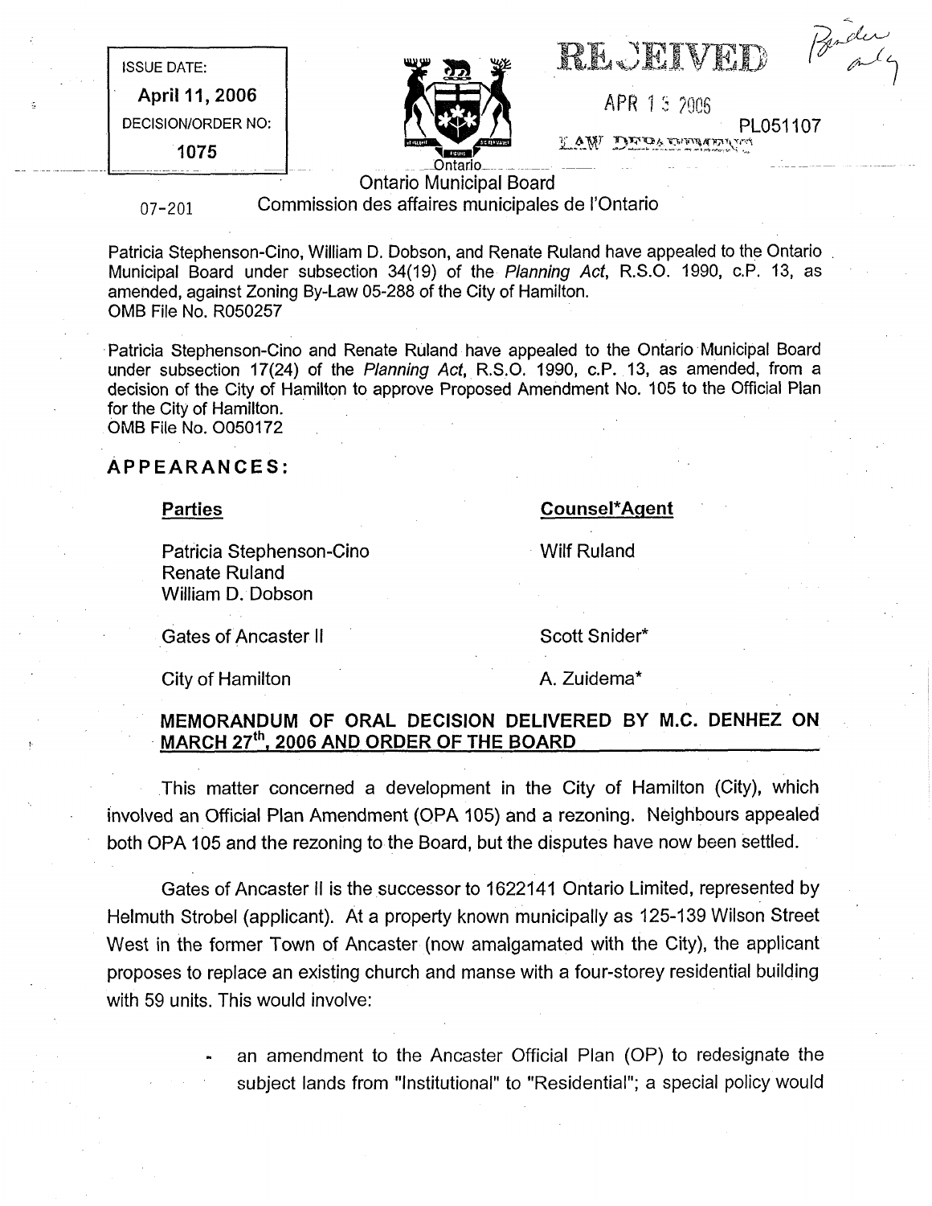ISSUE DATE:

**April 11, 2006**

DECISION/ORDER NO:

**1075**

RECEIVED

APR 13 2006

LAW DEPARTMENT

PL051107

Ontario Municipal Board
Commission des affaires municipales de l'Ontario

07-201

Patricia Stephenson-Cino, William D. Dobson, and Renate Ruland have appealed to the Ontario Municipal Board under subsection 34(19) of the *Planning Act*, R.S.O. 1990, c.P. 13, as amended, against Zoning By-Law 05-288 of the City of Hamilton.
OMB File No. R050257

Patricia Stephenson-Cino and Renate Ruland have appealed to the Ontario Municipal Board under subsection 17(24) of the *Planning Act*, R.S.O. 1990, c.P. 13, as amended, from a decision of the City of Hamilton to approve Proposed Amendment No. 105 to the Official Plan for the City of Hamilton.
OMB File No. O050172

## APPEARANCES:

| Parties | Counsel*Agent |
|---|---|
| Patricia Stephenson-Cino<br>Renate Ruland<br>William D. Dobson | Wilf Ruland |
| Gates of Ancaster II | Scott Snider* |
| City of Hamilton | A. Zuidema* |

## MEMORANDUM OF ORAL DECISION DELIVERED BY M.C. DENHEZ ON MARCH 27th, 2006 AND ORDER OF THE BOARD

This matter concerned a development in the City of Hamilton (City), which involved an Official Plan Amendment (OPA 105) and a rezoning. Neighbours appealed both OPA 105 and the rezoning to the Board, but the disputes have now been settled.

Gates of Ancaster II is the successor to 1622141 Ontario Limited, represented by Helmuth Strobel (applicant). At a property known municipally as 125-139 Wilson Street West in the former Town of Ancaster (now amalgamated with the City), the applicant proposes to replace an existing church and manse with a four-storey residential building with 59 units. This would involve:

- an amendment to the Ancaster Official Plan (OP) to redesignate the subject lands from "Institutional" to "Residential"; a special policy would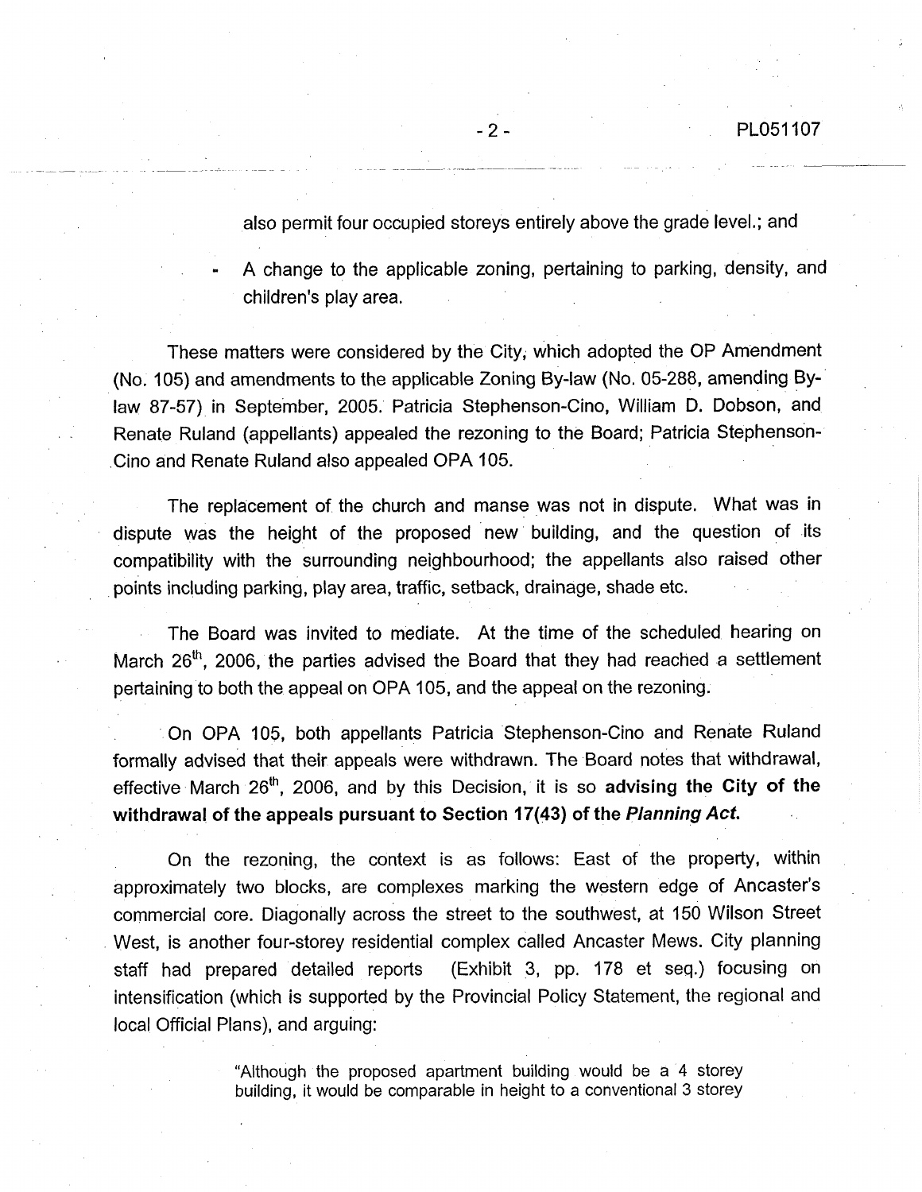also permit four occupied storeys entirely above the grade level.; and

- A change to the applicable zoning, pertaining to parking, density, and children's play area.

These matters were considered by the City, which adopted the OP Amendment (No. 105) and amendments to the applicable Zoning By-law (No. 05-288, amending By-law 87-57) in September, 2005. Patricia Stephenson-Cino, William D. Dobson, and Renate Ruland (appellants) appealed the rezoning to the Board; Patricia Stephenson-Cino and Renate Ruland also appealed OPA 105.

The replacement of the church and manse was not in dispute. What was in dispute was the height of the proposed new building, and the question of its compatibility with the surrounding neighbourhood; the appellants also raised other points including parking, play area, traffic, setback, drainage, shade etc.

The Board was invited to mediate. At the time of the scheduled hearing on March 26th, 2006, the parties advised the Board that they had reached a settlement pertaining to both the appeal on OPA 105, and the appeal on the rezoning.

On OPA 105, both appellants Patricia Stephenson-Cino and Renate Ruland formally advised that their appeals were withdrawn. The Board notes that withdrawal, effective March 26th, 2006, and by this Decision, it is so **advising the City of the withdrawal of the appeals pursuant to Section 17(43) of the *Planning Act*.**

On the rezoning, the context is as follows: East of the property, within approximately two blocks, are complexes marking the western edge of Ancaster's commercial core. Diagonally across the street to the southwest, at 150 Wilson Street West, is another four-storey residential complex called Ancaster Mews. City planning staff had prepared detailed reports (Exhibit 3, pp. 178 et seq.) focusing on intensification (which is supported by the Provincial Policy Statement, the regional and local Official Plans), and arguing:

> "Although the proposed apartment building would be a 4 storey building, it would be comparable in height to a conventional 3 storey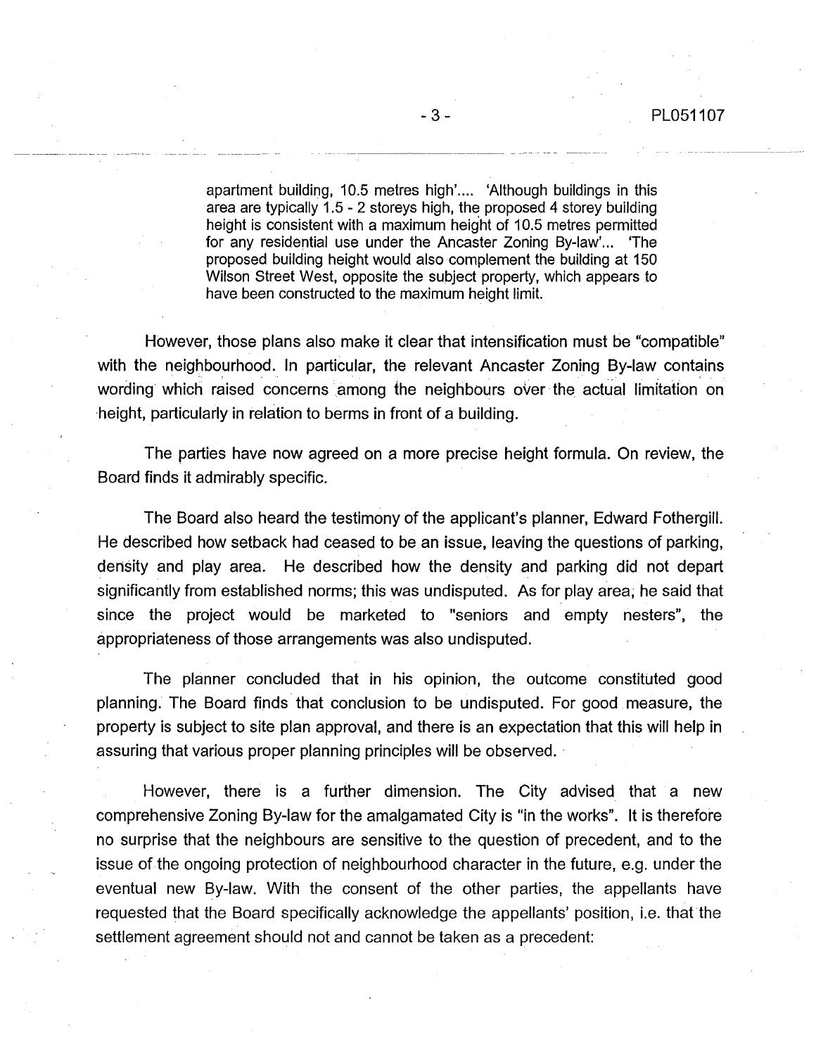> apartment building, 10.5 metres high'.... 'Although buildings in this area are typically 1.5 - 2 storeys high, the proposed 4 storey building height is consistent with a maximum height of 10.5 metres permitted for any residential use under the Ancaster Zoning By-law'... 'The proposed building height would also complement the building at 150 Wilson Street West, opposite the subject property, which appears to have been constructed to the maximum height limit.

However, those plans also make it clear that intensification must be "compatible" with the neighbourhood. In particular, the relevant Ancaster Zoning By-law contains wording which raised concerns among the neighbours over the actual limitation on height, particularly in relation to berms in front of a building.

The parties have now agreed on a more precise height formula. On review, the Board finds it admirably specific.

The Board also heard the testimony of the applicant's planner, Edward Fothergill. He described how setback had ceased to be an issue, leaving the questions of parking, density and play area. He described how the density and parking did not depart significantly from established norms; this was undisputed. As for play area, he said that since the project would be marketed to "seniors and empty nesters", the appropriateness of those arrangements was also undisputed.

The planner concluded that in his opinion, the outcome constituted good planning. The Board finds that conclusion to be undisputed. For good measure, the property is subject to site plan approval, and there is an expectation that this will help in assuring that various proper planning principles will be observed.

However, there is a further dimension. The City advised that a new comprehensive Zoning By-law for the amalgamated City is "in the works". It is therefore no surprise that the neighbours are sensitive to the question of precedent, and to the issue of the ongoing protection of neighbourhood character in the future, e.g. under the eventual new By-law. With the consent of the other parties, the appellants have requested that the Board specifically acknowledge the appellants' position, i.e. that the settlement agreement should not and cannot be taken as a precedent: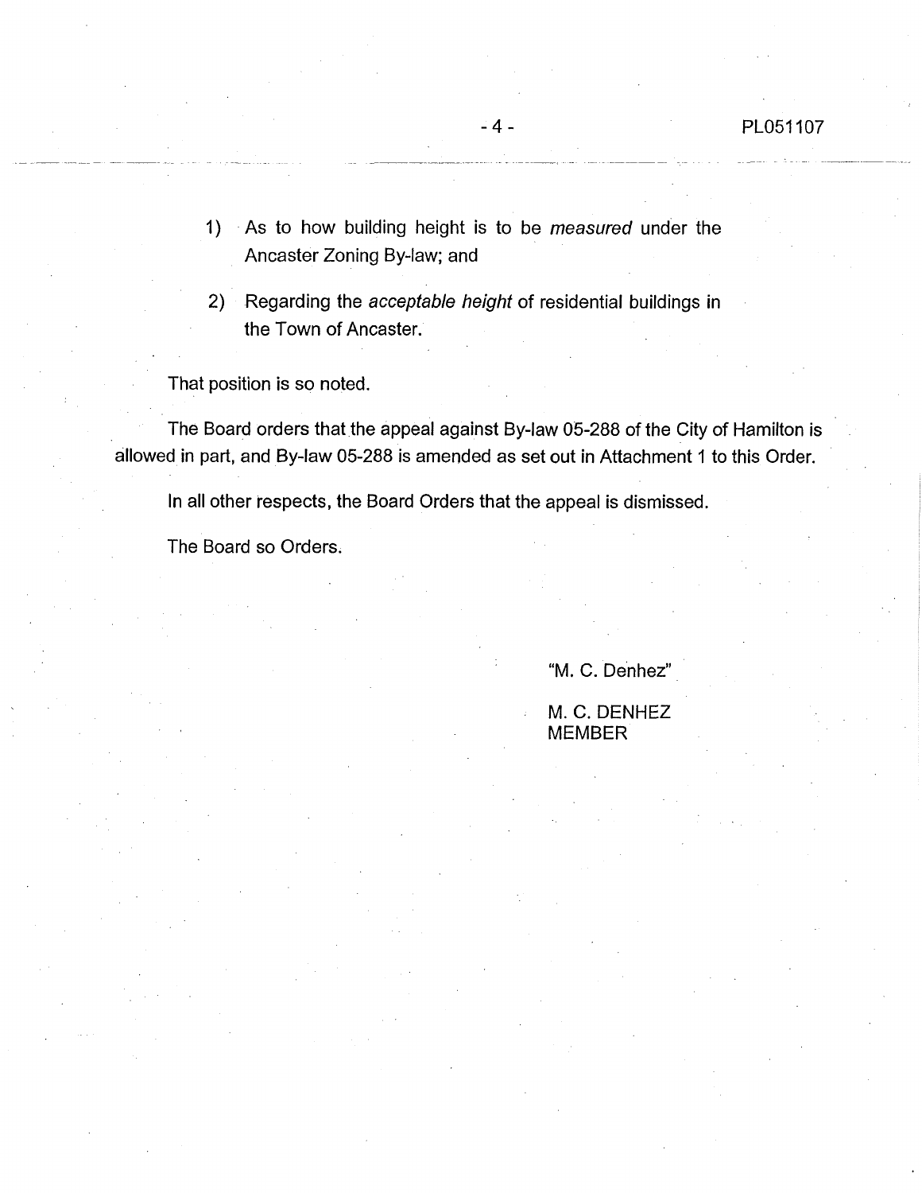1) As to how building height is to be *measured* under the Ancaster Zoning By-law; and

2) Regarding the *acceptable height* of residential buildings in the Town of Ancaster.

That position is so noted.

The Board orders that the appeal against By-law 05-288 of the City of Hamilton is allowed in part, and By-law 05-288 is amended as set out in Attachment 1 to this Order.

In all other respects, the Board Orders that the appeal is dismissed.

The Board so Orders.

"M. C. Denhez"

M. C. DENHEZ
MEMBER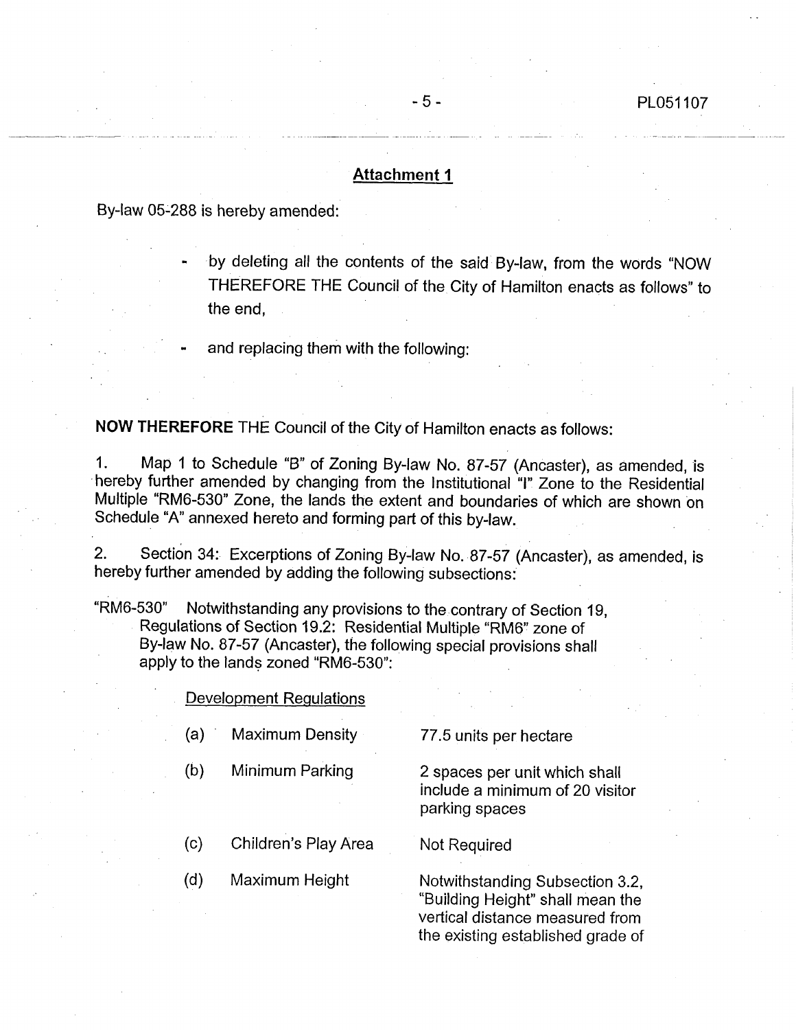## Attachment 1

By-law 05-288 is hereby amended:

- by deleting all the contents of the said By-law, from the words "NOW THEREFORE THE Council of the City of Hamilton enacts as follows" to the end,
- and replacing them with the following:

**NOW THEREFORE** THE Council of the City of Hamilton enacts as follows:

1. Map 1 to Schedule "B" of Zoning By-law No. 87-57 (Ancaster), as amended, is hereby further amended by changing from the Institutional "I" Zone to the Residential Multiple "RM6-530" Zone, the lands the extent and boundaries of which are shown on Schedule "A" annexed hereto and forming part of this by-law.

2. Section 34: Excerptions of Zoning By-law No. 87-57 (Ancaster), as amended, is hereby further amended by adding the following subsections:

"RM6-530" Notwithstanding any provisions to the contrary of Section 19, Regulations of Section 19.2: Residential Multiple "RM6" zone of By-law No. 87-57 (Ancaster), the following special provisions shall apply to the lands zoned "RM6-530":

<u>Development Regulations</u>

| | | |
|---|---|---|
| (a) | Maximum Density | 77.5 units per hectare |
| (b) | Minimum Parking | 2 spaces per unit which shall include a minimum of 20 visitor parking spaces |
| (c) | Children's Play Area | Not Required |
| (d) | Maximum Height | Notwithstanding Subsection 3.2, "Building Height" shall mean the vertical distance measured from the existing established grade of |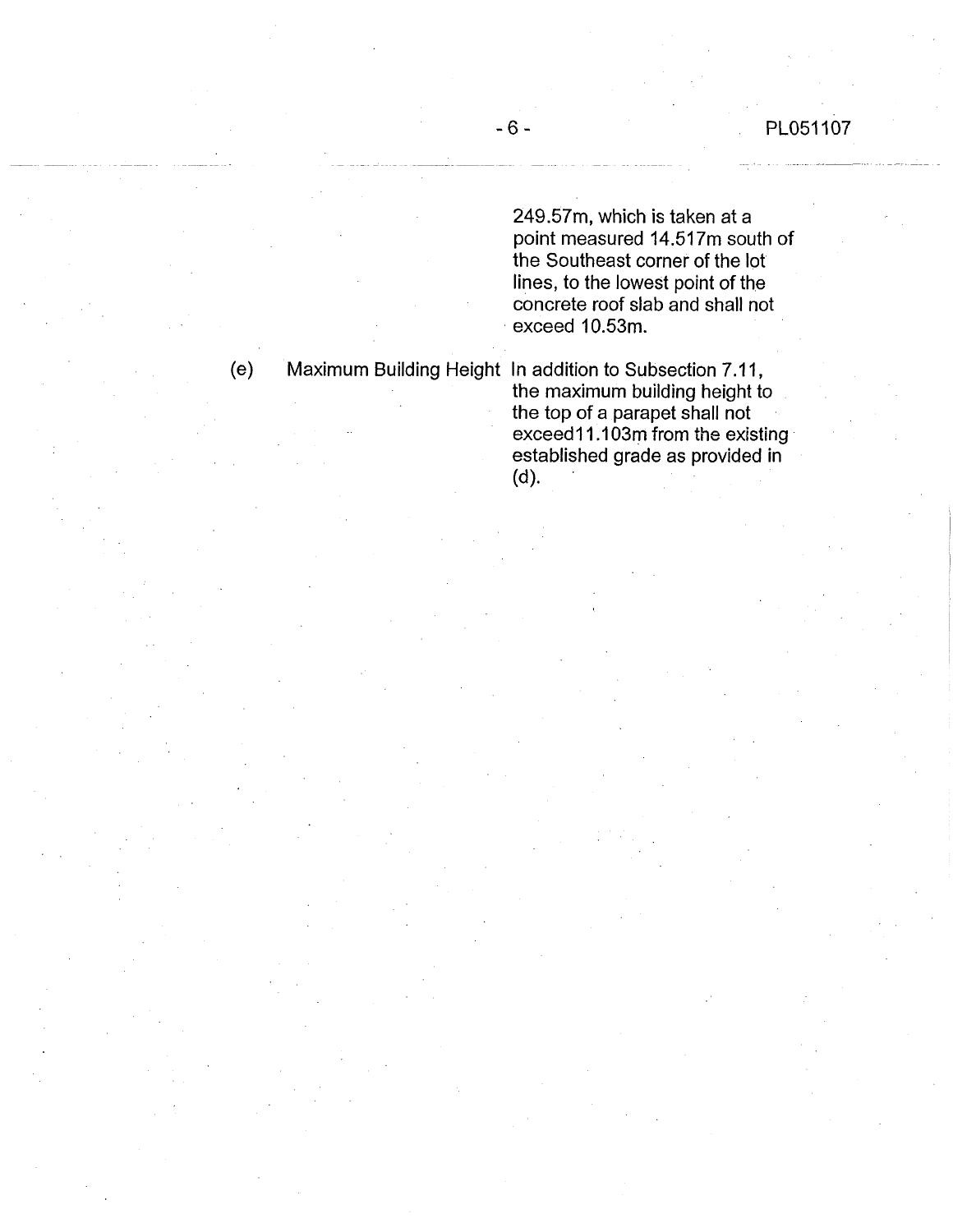| | | |
|---|---|---|
| | | 249.57m, which is taken at a point measured 14.517m south of the Southeast corner of the lot lines, to the lowest point of the concrete roof slab and shall not exceed 10.53m. |
| (e) | Maximum Building Height | In addition to Subsection 7.11, the maximum building height to the top of a parapet shall not exceed11.103m from the existing established grade as provided in (d). |